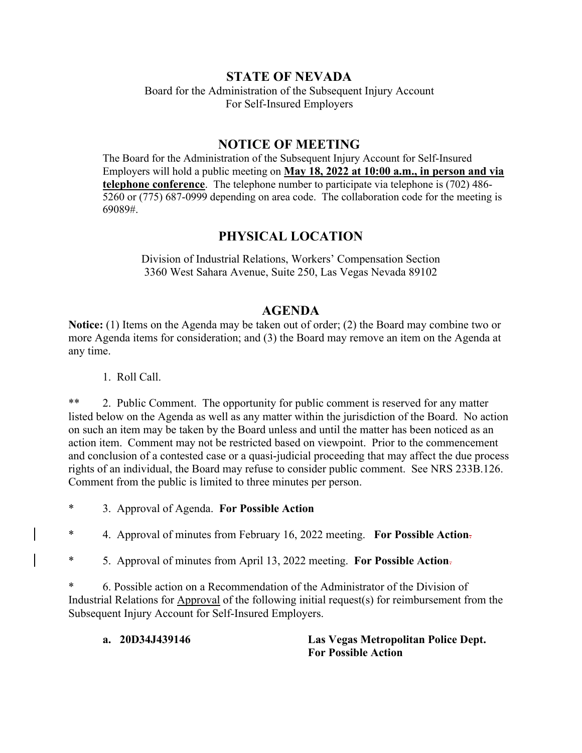# STATE OF NEVADA

Board for the Administration of the Subsequent Injury Account
For Self-Insured Employers

## NOTICE OF MEETING

The Board for the Administration of the Subsequent Injury Account for Self-Insured Employers will hold a public meeting on **May 18, 2022 at 10:00 a.m., in person and via telephone conference**. The telephone number to participate via telephone is (702) 486-5260 or (775) 687-0999 depending on area code. The collaboration code for the meeting is 69089#.

## PHYSICAL LOCATION

Division of Industrial Relations, Workers' Compensation Section
3360 West Sahara Avenue, Suite 250, Las Vegas Nevada 89102

## AGENDA

**Notice:** (1) Items on the Agenda may be taken out of order; (2) the Board may combine two or more Agenda items for consideration; and (3) the Board may remove an item on the Agenda at any time.

1. Roll Call.

** 2. Public Comment. The opportunity for public comment is reserved for any matter listed below on the Agenda as well as any matter within the jurisdiction of the Board. No action on such an item may be taken by the Board unless and until the matter has been noticed as an action item. Comment may not be restricted based on viewpoint. Prior to the commencement and conclusion of a contested case or a quasi-judicial proceeding that may affect the due process rights of an individual, the Board may refuse to consider public comment. See NRS 233B.126. Comment from the public is limited to three minutes per person.

* 3. Approval of Agenda. **For Possible Action**

* 4. Approval of minutes from February 16, 2022 meeting. **For Possible Action**

* 5. Approval of minutes from April 13, 2022 meeting. **For Possible Action**

* 6. Possible action on a Recommendation of the Administrator of the Division of Industrial Relations for Approval of the following initial request(s) for reimbursement from the Subsequent Injury Account for Self-Insured Employers.

**a. 20D34J439146** **Las Vegas Metropolitan Police Dept.**
**For Possible Action**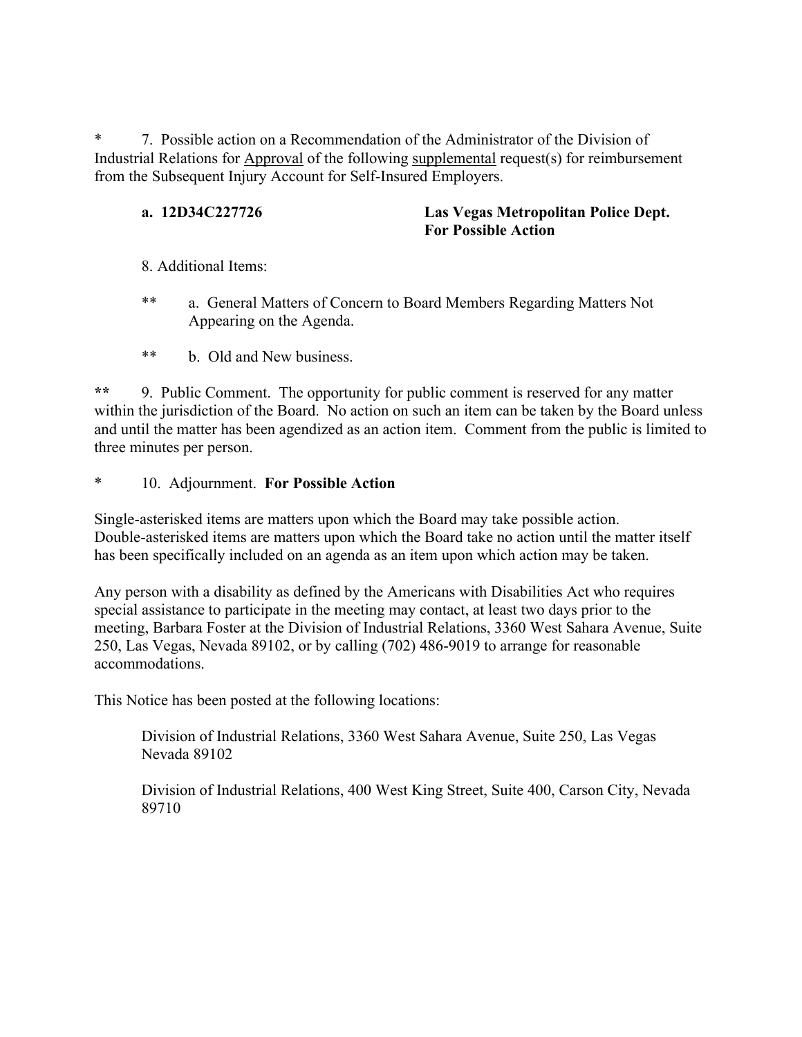\* 7. Possible action on a Recommendation of the Administrator of the Division of Industrial Relations for Approval of the following supplemental request(s) for reimbursement from the Subsequent Injury Account for Self-Insured Employers.

**a. 12D34C227726** **Las Vegas Metropolitan Police Dept.**
**For Possible Action**

8. Additional Items:

\** a. General Matters of Concern to Board Members Regarding Matters Not Appearing on the Agenda.

\** b. Old and New business.

**\*\*** 9. Public Comment. The opportunity for public comment is reserved for any matter within the jurisdiction of the Board. No action on such an item can be taken by the Board unless and until the matter has been agendized as an action item. Comment from the public is limited to three minutes per person.

\* 10. Adjournment. **For Possible Action**

Single-asterisked items are matters upon which the Board may take possible action. Double-asterisked items are matters upon which the Board take no action until the matter itself has been specifically included on an agenda as an item upon which action may be taken.

Any person with a disability as defined by the Americans with Disabilities Act who requires special assistance to participate in the meeting may contact, at least two days prior to the meeting, Barbara Foster at the Division of Industrial Relations, 3360 West Sahara Avenue, Suite 250, Las Vegas, Nevada 89102, or by calling (702) 486-9019 to arrange for reasonable accommodations.

This Notice has been posted at the following locations:

Division of Industrial Relations, 3360 West Sahara Avenue, Suite 250, Las Vegas Nevada 89102

Division of Industrial Relations, 400 West King Street, Suite 400, Carson City, Nevada 89710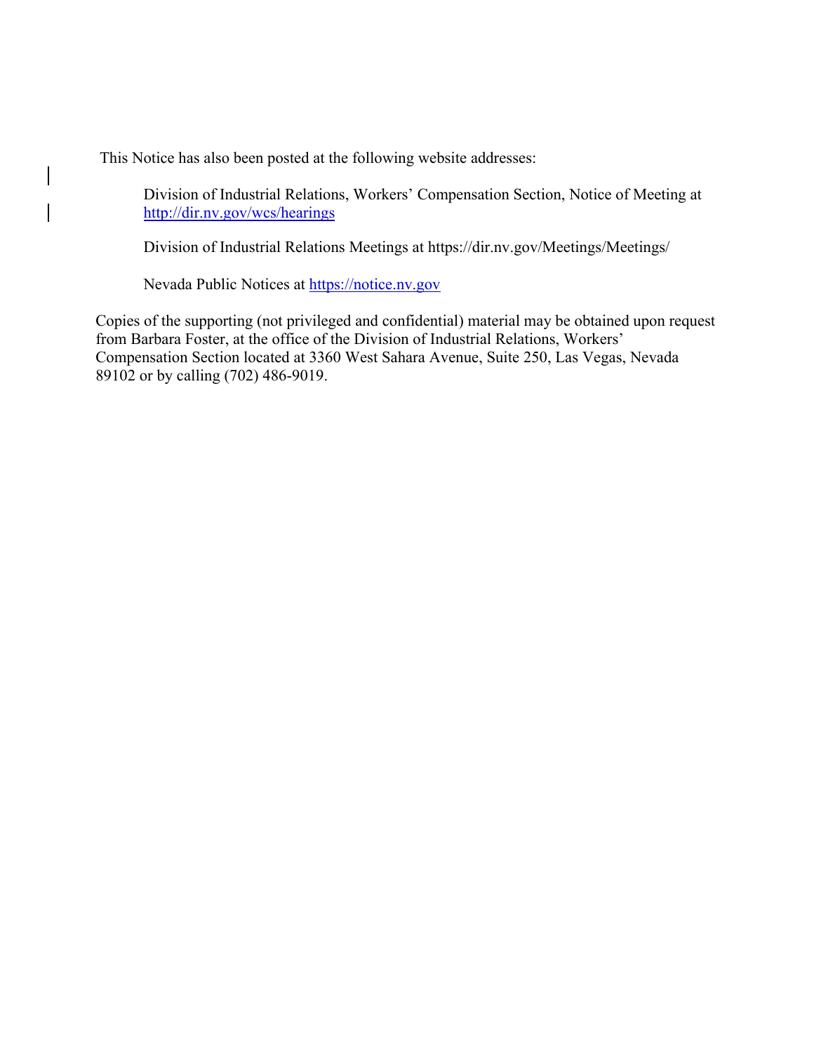This Notice has also been posted at the following website addresses:

> Division of Industrial Relations, Workers' Compensation Section, Notice of Meeting at http://dir.nv.gov/wcs/hearings
>
> Division of Industrial Relations Meetings at https://dir.nv.gov/Meetings/Meetings/
>
> Nevada Public Notices at https://notice.nv.gov

Copies of the supporting (not privileged and confidential) material may be obtained upon request from Barbara Foster, at the office of the Division of Industrial Relations, Workers' Compensation Section located at 3360 West Sahara Avenue, Suite 250, Las Vegas, Nevada 89102 or by calling (702) 486-9019.